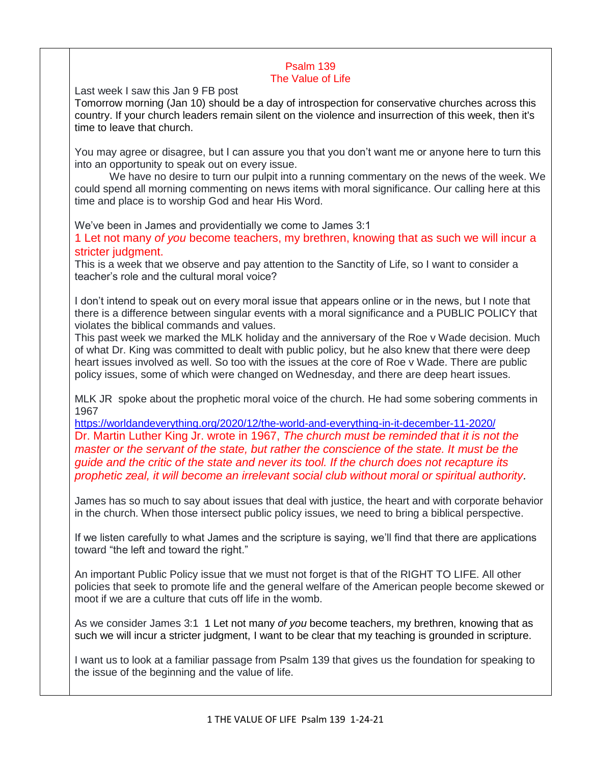## Psalm 139
## The Value of Life

Last week I saw this Jan 9 FB post

Tomorrow morning (Jan 10) should be a day of introspection for conservative churches across this country. If your church leaders remain silent on the violence and insurrection of this week, then it's time to leave that church.

You may agree or disagree, but I can assure you that you don't want me or anyone here to turn this into an opportunity to speak out on every issue.

We have no desire to turn our pulpit into a running commentary on the news of the week. We could spend all morning commenting on news items with moral significance. Our calling here at this time and place is to worship God and hear His Word.

We've been in James and providentially we come to James 3:1

1 Let not many *of you* become teachers, my brethren, knowing that as such we will incur a stricter judgment.

This is a week that we observe and pay attention to the Sanctity of Life, so I want to consider a teacher's role and the cultural moral voice?

I don't intend to speak out on every moral issue that appears online or in the news, but I note that there is a difference between singular events with a moral significance and a PUBLIC POLICY that violates the biblical commands and values.

This past week we marked the MLK holiday and the anniversary of the Roe v Wade decision. Much of what Dr. King was committed to dealt with public policy, but he also knew that there were deep heart issues involved as well. So too with the issues at the core of Roe v Wade. There are public policy issues, some of which were changed on Wednesday, and there are deep heart issues.

MLK JR spoke about the prophetic moral voice of the church. He had some sobering comments in 1967

https://worldandeverything.org/2020/12/the-world-and-everything-in-it-december-11-2020/

Dr. Martin Luther King Jr. wrote in 1967, *The church must be reminded that it is not the master or the servant of the state, but rather the conscience of the state. It must be the guide and the critic of the state and never its tool. If the church does not recapture its prophetic zeal, it will become an irrelevant social club without moral or spiritual authority.*

James has so much to say about issues that deal with justice, the heart and with corporate behavior in the church. When those intersect public policy issues, we need to bring a biblical perspective.

If we listen carefully to what James and the scripture is saying, we'll find that there are applications toward "the left and toward the right."

An important Public Policy issue that we must not forget is that of the RIGHT TO LIFE. All other policies that seek to promote life and the general welfare of the American people become skewed or moot if we are a culture that cuts off life in the womb.

As we consider James 3:1 1 Let not many *of you* become teachers, my brethren, knowing that as such we will incur a stricter judgment, I want to be clear that my teaching is grounded in scripture.

I want us to look at a familiar passage from Psalm 139 that gives us the foundation for speaking to the issue of the beginning and the value of life.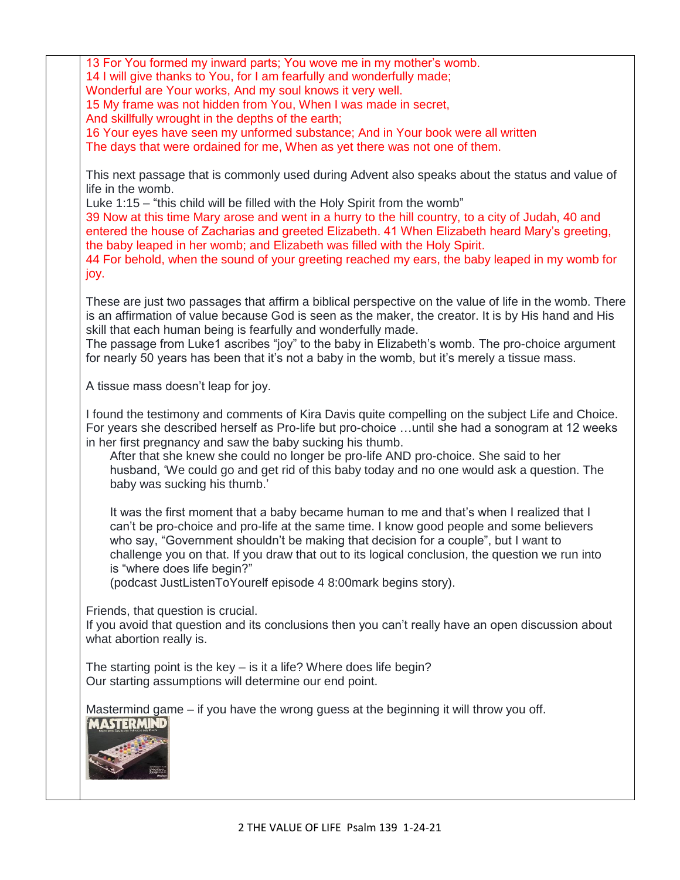13 For You formed my inward parts; You wove me in my mother's womb.
14 I will give thanks to You, for I am fearfully and wonderfully made;
Wonderful are Your works, And my soul knows it very well.
15 My frame was not hidden from You, When I was made in secret,
And skillfully wrought in the depths of the earth;
16 Your eyes have seen my unformed substance; And in Your book were all written
The days that were ordained for me, When as yet there was not one of them.

This next passage that is commonly used during Advent also speaks about the status and value of life in the womb.
Luke 1:15 – "this child will be filled with the Holy Spirit from the womb"
39 Now at this time Mary arose and went in a hurry to the hill country, to a city of Judah, 40 and entered the house of Zacharias and greeted Elizabeth. 41 When Elizabeth heard Mary's greeting, the baby leaped in her womb; and Elizabeth was filled with the Holy Spirit.
44 For behold, when the sound of your greeting reached my ears, the baby leaped in my womb for joy.

These are just two passages that affirm a biblical perspective on the value of life in the womb. There is an affirmation of value because God is seen as the maker, the creator. It is by His hand and His skill that each human being is fearfully and wonderfully made.
The passage from Luke1 ascribes "joy" to the baby in Elizabeth's womb. The pro-choice argument for nearly 50 years has been that it's not a baby in the womb, but it's merely a tissue mass.

A tissue mass doesn't leap for joy.

I found the testimony and comments of Kira Davis quite compelling on the subject Life and Choice. For years she described herself as Pro-life but pro-choice …until she had a sonogram at 12 weeks in her first pregnancy and saw the baby sucking his thumb.

> After that she knew she could no longer be pro-life AND pro-choice. She said to her husband, 'We could go and get rid of this baby today and no one would ask a question. The baby was sucking his thumb.'
>
> It was the first moment that a baby became human to me and that's when I realized that I can't be pro-choice and pro-life at the same time. I know good people and some believers who say, "Government shouldn't be making that decision for a couple", but I want to challenge you on that. If you draw that out to its logical conclusion, the question we run into is "where does life begin?"
> (podcast JustListenToYourelf episode 4 8:00mark begins story).

Friends, that question is crucial.
If you avoid that question and its conclusions then you can't really have an open discussion about what abortion really is.

The starting point is the key – is it a life? Where does life begin?
Our starting assumptions will determine our end point.

Mastermind game – if you have the wrong guess at the beginning it will throw you off.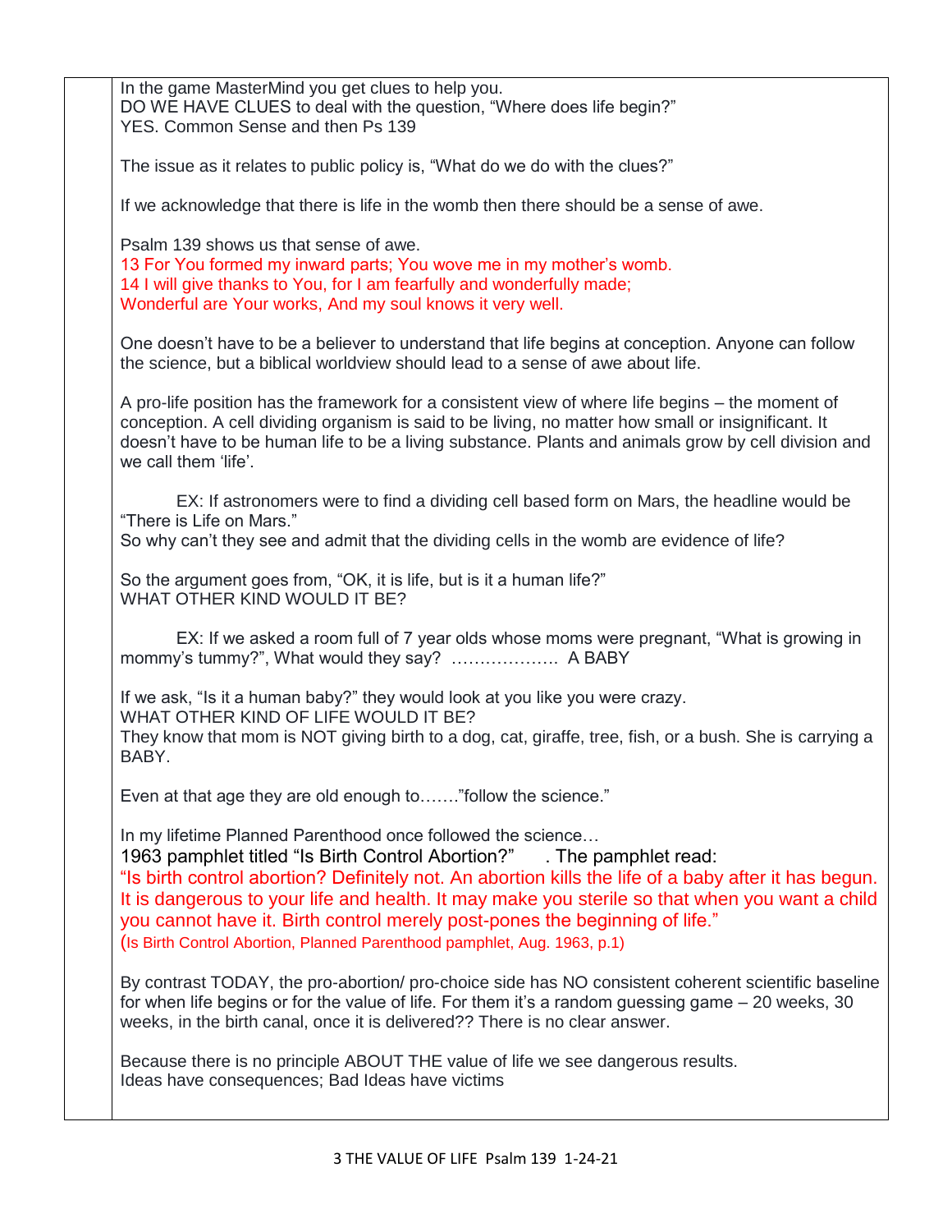In the game MasterMind you get clues to help you.
DO WE HAVE CLUES to deal with the question, "Where does life begin?"
YES. Common Sense and then Ps 139

The issue as it relates to public policy is, "What do we do with the clues?"

If we acknowledge that there is life in the womb then there should be a sense of awe.

Psalm 139 shows us that sense of awe.
13 For You formed my inward parts; You wove me in my mother's womb.
14 I will give thanks to You, for I am fearfully and wonderfully made;
Wonderful are Your works, And my soul knows it very well.

One doesn't have to be a believer to understand that life begins at conception. Anyone can follow the science, but a biblical worldview should lead to a sense of awe about life.

A pro-life position has the framework for a consistent view of where life begins – the moment of conception. A cell dividing organism is said to be living, no matter how small or insignificant. It doesn't have to be human life to be a living substance. Plants and animals grow by cell division and we call them 'life'.

EX: If astronomers were to find a dividing cell based form on Mars, the headline would be "There is Life on Mars."
So why can't they see and admit that the dividing cells in the womb are evidence of life?

So the argument goes from, "OK, it is life, but is it a human life?"
WHAT OTHER KIND WOULD IT BE?

EX: If we asked a room full of 7 year olds whose moms were pregnant, "What is growing in mommy's tummy?", What would they say? ………………. A BABY

If we ask, "Is it a human baby?" they would look at you like you were crazy.
WHAT OTHER KIND OF LIFE WOULD IT BE?
They know that mom is NOT giving birth to a dog, cat, giraffe, tree, fish, or a bush. She is carrying a BABY.

Even at that age they are old enough to……."follow the science."

In my lifetime Planned Parenthood once followed the science…
1963 pamphlet titled "Is Birth Control Abortion?" . The pamphlet read:
"Is birth control abortion? Definitely not. An abortion kills the life of a baby after it has begun. It is dangerous to your life and health. It may make you sterile so that when you want a child you cannot have it. Birth control merely post-pones the beginning of life."
(Is Birth Control Abortion, Planned Parenthood pamphlet, Aug. 1963, p.1)

By contrast TODAY, the pro-abortion/ pro-choice side has NO consistent coherent scientific baseline for when life begins or for the value of life. For them it's a random guessing game – 20 weeks, 30 weeks, in the birth canal, once it is delivered?? There is no clear answer.

Because there is no principle ABOUT THE value of life we see dangerous results.
Ideas have consequences; Bad Ideas have victims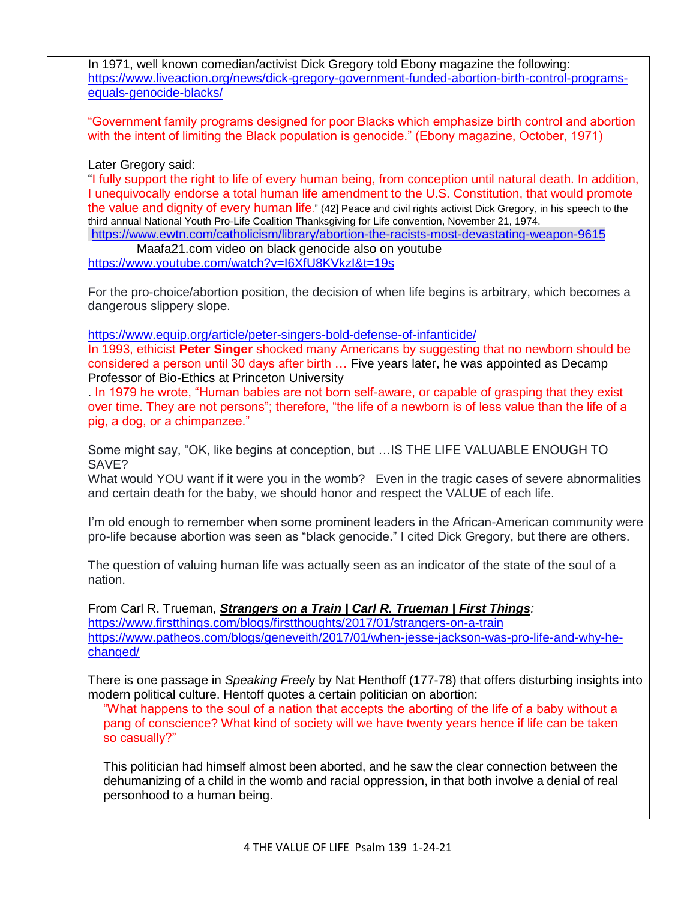In 1971, well known comedian/activist Dick Gregory told Ebony magazine the following:
https://www.liveaction.org/news/dick-gregory-government-funded-abortion-birth-control-programs-equals-genocide-blacks/

"Government family programs designed for poor Blacks which emphasize birth control and abortion with the intent of limiting the Black population is genocide." (Ebony magazine, October, 1971)

Later Gregory said:
"I fully support the right to life of every human being, from conception until natural death. In addition, I unequivocally endorse a total human life amendment to the U.S. Constitution, that would promote the value and dignity of every human life." (42] Peace and civil rights activist Dick Gregory, in his speech to the third annual National Youth Pro-Life Coalition Thanksgiving for Life convention, November 21, 1974.
https://www.ewtn.com/catholicism/library/abortion-the-racists-most-devastating-weapon-9615
Maafa21.com video on black genocide also on youtube
https://www.youtube.com/watch?v=I6XfU8KVkzI&t=19s

For the pro-choice/abortion position, the decision of when life begins is arbitrary, which becomes a dangerous slippery slope.

https://www.equip.org/article/peter-singers-bold-defense-of-infanticide/
In 1993, ethicist **Peter Singer** shocked many Americans by suggesting that no newborn should be considered a person until 30 days after birth … Five years later, he was appointed as Decamp Professor of Bio-Ethics at Princeton University
. In 1979 he wrote, "Human babies are not born self-aware, or capable of grasping that they exist over time. They are not persons"; therefore, "the life of a newborn is of less value than the life of a pig, a dog, or a chimpanzee."

Some might say, "OK, like begins at conception, but …IS THE LIFE VALUABLE ENOUGH TO SAVE?
What would YOU want if it were you in the womb? Even in the tragic cases of severe abnormalities and certain death for the baby, we should honor and respect the VALUE of each life.

I'm old enough to remember when some prominent leaders in the African-American community were pro-life because abortion was seen as "black genocide." I cited Dick Gregory, but there are others.

The question of valuing human life was actually seen as an indicator of the state of the soul of a nation.

From Carl R. Trueman, ***Strangers on a Train | Carl R. Trueman | First Things****:*
https://www.firstthings.com/blogs/firstthoughts/2017/01/strangers-on-a-train
https://www.patheos.com/blogs/geneveith/2017/01/when-jesse-jackson-was-pro-life-and-why-he-changed/

There is one passage in *Speaking Freely* by Nat Hentoff (177-78) that offers disturbing insights into modern political culture. Hentoff quotes a certain politician on abortion:

> "What happens to the soul of a nation that accepts the aborting of the life of a baby without a pang of conscience? What kind of society will we have twenty years hence if life can be taken so casually?"
>
> This politician had himself almost been aborted, and he saw the clear connection between the dehumanizing of a child in the womb and racial oppression, in that both involve a denial of real personhood to a human being.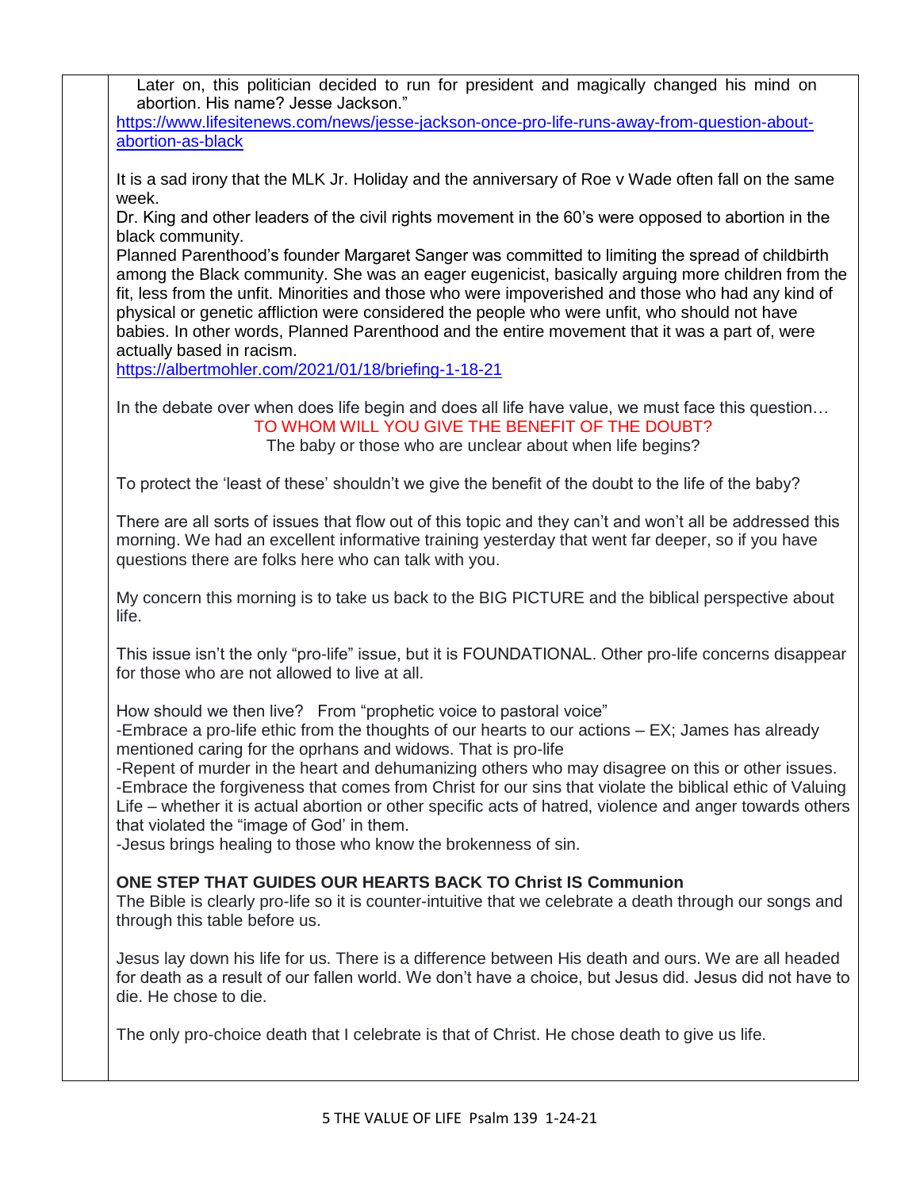Later on, this politician decided to run for president and magically changed his mind on abortion. His name? Jesse Jackson."

https://www.lifesitenews.com/news/jesse-jackson-once-pro-life-runs-away-from-question-about-abortion-as-black

It is a sad irony that the MLK Jr. Holiday and the anniversary of Roe v Wade often fall on the same week.

Dr. King and other leaders of the civil rights movement in the 60's were opposed to abortion in the black community.

Planned Parenthood's founder Margaret Sanger was committed to limiting the spread of childbirth among the Black community. She was an eager eugenicist, basically arguing more children from the fit, less from the unfit. Minorities and those who were impoverished and those who had any kind of physical or genetic affliction were considered the people who were unfit, who should not have babies. In other words, Planned Parenthood and the entire movement that it was a part of, were actually based in racism.

https://albertmohler.com/2021/01/18/briefing-1-18-21

In the debate over when does life begin and does all life have value, we must face this question…

TO WHOM WILL YOU GIVE THE BENEFIT OF THE DOUBT?

The baby or those who are unclear about when life begins?

To protect the 'least of these' shouldn't we give the benefit of the doubt to the life of the baby?

There are all sorts of issues that flow out of this topic and they can't and won't all be addressed this morning. We had an excellent informative training yesterday that went far deeper, so if you have questions there are folks here who can talk with you.

My concern this morning is to take us back to the BIG PICTURE and the biblical perspective about life.

This issue isn't the only "pro-life" issue, but it is FOUNDATIONAL. Other pro-life concerns disappear for those who are not allowed to live at all.

How should we then live? From "prophetic voice to pastoral voice"

-Embrace a pro-life ethic from the thoughts of our hearts to our actions – EX; James has already mentioned caring for the oprhans and widows. That is pro-life

-Repent of murder in the heart and dehumanizing others who may disagree on this or other issues.

-Embrace the forgiveness that comes from Christ for our sins that violate the biblical ethic of Valuing Life – whether it is actual abortion or other specific acts of hatred, violence and anger towards others that violated the "image of God' in them.

-Jesus brings healing to those who know the brokenness of sin.

**ONE STEP THAT GUIDES OUR HEARTS BACK TO Christ IS Communion**

The Bible is clearly pro-life so it is counter-intuitive that we celebrate a death through our songs and through this table before us.

Jesus lay down his life for us. There is a difference between His death and ours. We are all headed for death as a result of our fallen world. We don't have a choice, but Jesus did. Jesus did not have to die. He chose to die.

The only pro-choice death that I celebrate is that of Christ. He chose death to give us life.